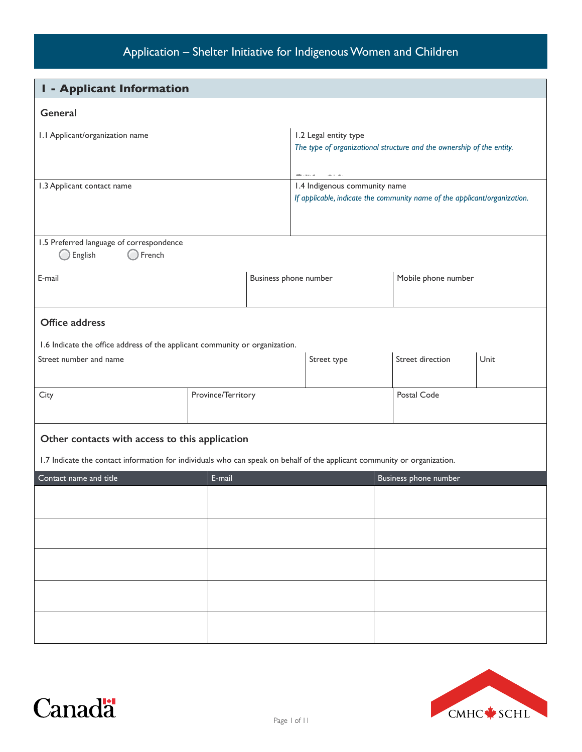# Application – Shelter Initiative for Indigenous Women and Children

## 1 - Applicant Information

### General

1.1 Applicant/organization name

1.2 Legal entity type

*The type of organizational structure and the ownership of the entity.*

1.3 Applicant contact name

1.4 Indigenous community name

*If applicable, indicate the community name of the applicant/organization.*

1.5 Preferred language of correspondence

- English
- French

| E-mail | Business phone number | Mobile phone number |
| --- | --- | --- |
| | | |

### Office address

1.6 Indicate the office address of the applicant community or organization.

| Street number and name | Street type | Street direction | Unit |
| --- | --- | --- | --- |
| | | | |

| City | Province/Territory | Postal Code |
| --- | --- | --- |
| | | |

### Other contacts with access to this application

1.7 Indicate the contact information for individuals who can speak on behalf of the applicant community or organization.

| Contact name and title | E-mail | Business phone number |
| --- | --- | --- |
| | | |
| | | |
| | | |
| | | |
| | | |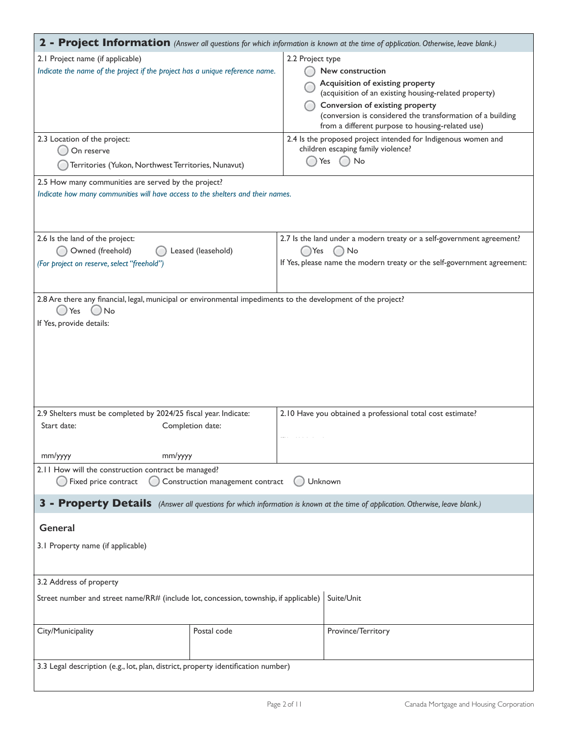## 2 - Project Information *(Answer all questions for which information is known at the time of application. Otherwise, leave blank.)*

2.1 Project name (if applicable)

*Indicate the name of the project if the project has a unique reference name.*

2.2 Project type

- ◯ **New construction**
- ◯ **Acquisition of existing property** (acquisition of an existing housing-related property)
- ◯ **Conversion of existing property** (conversion is considered the transformation of a building from a different purpose to housing-related use)

2.3 Location of the project:

- ◯ On reserve
- ◯ Territories (Yukon, Northwest Territories, Nunavut)

2.4 Is the proposed project intended for Indigenous women and children escaping family violence?

◯ Yes ◯ No

2.5 How many communities are served by the project?

*Indicate how many communities will have access to the shelters and their names.*

2.6 Is the land of the project:

◯ Owned (freehold) ◯ Leased (leasehold)

*(For project on reserve, select "freehold")*

2.7 Is the land under a modern treaty or a self-government agreement?

◯ Yes ◯ No

If Yes, please name the modern treaty or the self-government agreement:

2.8 Are there any financial, legal, municipal or environmental impediments to the development of the project?

◯ Yes ◯ No

If Yes, provide details:

2.9 Shelters must be completed by 2024/25 fiscal year. Indicate:

Start date: mm/yyyy

Completion date: mm/yyyy

2.10 Have you obtained a professional total cost estimate?

2.11 How will the construction contract be managed?

◯ Fixed price contract ◯ Construction management contract ◯ Unknown

## 3 - Property Details *(Answer all questions for which information is known at the time of application. Otherwise, leave blank.)*

### General

3.1 Property name (if applicable)

3.2 Address of property

| Street number and street name/RR# (include lot, concession, township, if applicable) | | Suite/Unit |
|---|---|---|
| City/Municipality | Postal code | Province/Territory |

3.3 Legal description (e.g., lot, plan, district, property identification number)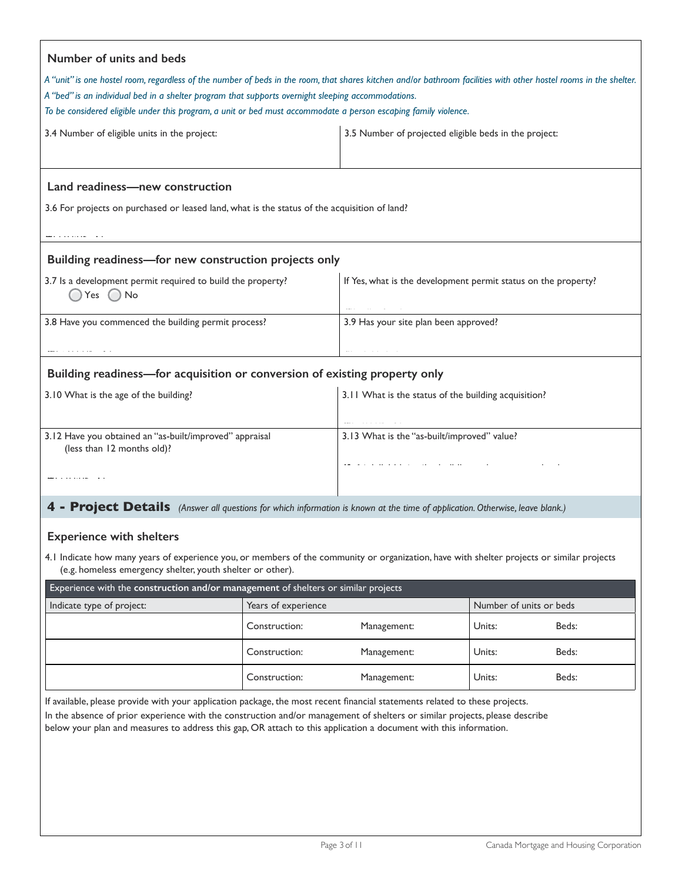### Number of units and beds

*A "unit" is one hostel room, regardless of the number of beds in the room, that shares kitchen and/or bathroom facilities with other hostel rooms in the shelter.*
*A "bed" is an individual bed in a shelter program that supports overnight sleeping accommodations.*
*To be considered eligible under this program, a unit or bed must accommodate a person escaping family violence.*

| | |
|---|---|
| 3.4 Number of eligible units in the project: | 3.5 Number of projected eligible beds in the project: |

### Land readiness—new construction

3.6 For projects on purchased or leased land, what is the status of the acquisition of land?

### Building readiness—for new construction projects only

| | |
|---|---|
| 3.7 Is a development permit required to build the property? ◯ Yes ◯ No | If Yes, what is the development permit status on the property? |
| 3.8 Have you commenced the building permit process? | 3.9 Has your site plan been approved? |

### Building readiness—for acquisition or conversion of existing property only

| | |
|---|---|
| 3.10 What is the age of the building? | 3.11 What is the status of the building acquisition? |
| 3.12 Have you obtained an "as-built/improved" appraisal (less than 12 months old)? | 3.13 What is the "as-built/improved" value? |

## 4 - Project Details *(Answer all questions for which information is known at the time of application. Otherwise, leave blank.)*

### Experience with shelters

4.1 Indicate how many years of experience you, or members of the community or organization, have with shelter projects or similar projects (e.g. homeless emergency shelter, youth shelter or other).

| Experience with the **construction and/or management** of shelters or similar projects | | | | |
|---|---|---|---|---|
| Indicate type of project: | Years of experience | | Number of units or beds | |
| | Construction: | Management: | Units: | Beds: |
| | Construction: | Management: | Units: | Beds: |
| | Construction: | Management: | Units: | Beds: |

If available, please provide with your application package, the most recent financial statements related to these projects.

In the absence of prior experience with the construction and/or management of shelters or similar projects, please describe below your plan and measures to address this gap, OR attach to this application a document with this information.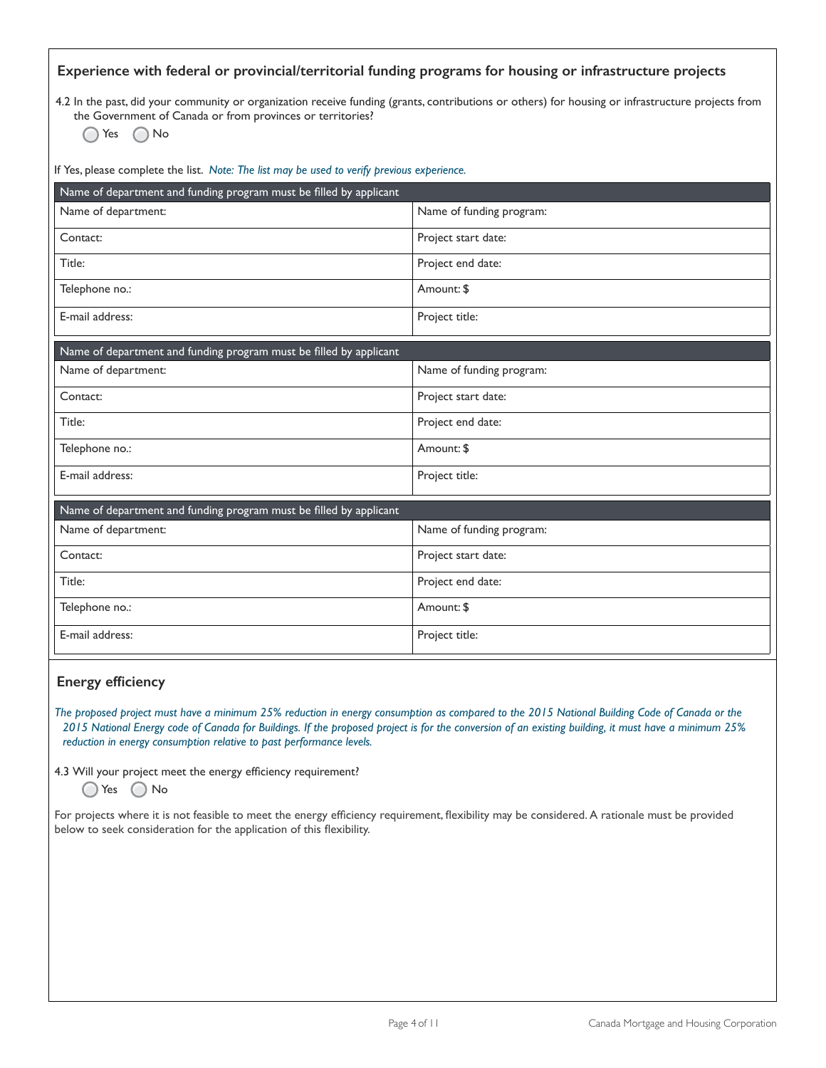## Experience with federal or provincial/territorial funding programs for housing or infrastructure projects

4.2 In the past, did your community or organization receive funding (grants, contributions or others) for housing or infrastructure projects from the Government of Canada or from provinces or territories?

◯ Yes ◯ No

If Yes, please complete the list. *Note: The list may be used to verify previous experience.*

| Name of department and funding program must be filled by applicant | |
|---|---|
| Name of department: | Name of funding program: |
| Contact: | Project start date: |
| Title: | Project end date: |
| Telephone no.: | Amount: $ |
| E-mail address: | Project title: |

| Name of department and funding program must be filled by applicant | |
|---|---|
| Name of department: | Name of funding program: |
| Contact: | Project start date: |
| Title: | Project end date: |
| Telephone no.: | Amount: $ |
| E-mail address: | Project title: |

| Name of department and funding program must be filled by applicant | |
|---|---|
| Name of department: | Name of funding program: |
| Contact: | Project start date: |
| Title: | Project end date: |
| Telephone no.: | Amount: $ |
| E-mail address: | Project title: |

## Energy efficiency

*The proposed project must have a minimum 25% reduction in energy consumption as compared to the 2015 National Building Code of Canada or the 2015 National Energy code of Canada for Buildings. If the proposed project is for the conversion of an existing building, it must have a minimum 25% reduction in energy consumption relative to past performance levels.*

4.3 Will your project meet the energy efficiency requirement?

◯ Yes ◯ No

For projects where it is not feasible to meet the energy efficiency requirement, flexibility may be considered. A rationale must be provided below to seek consideration for the application of this flexibility.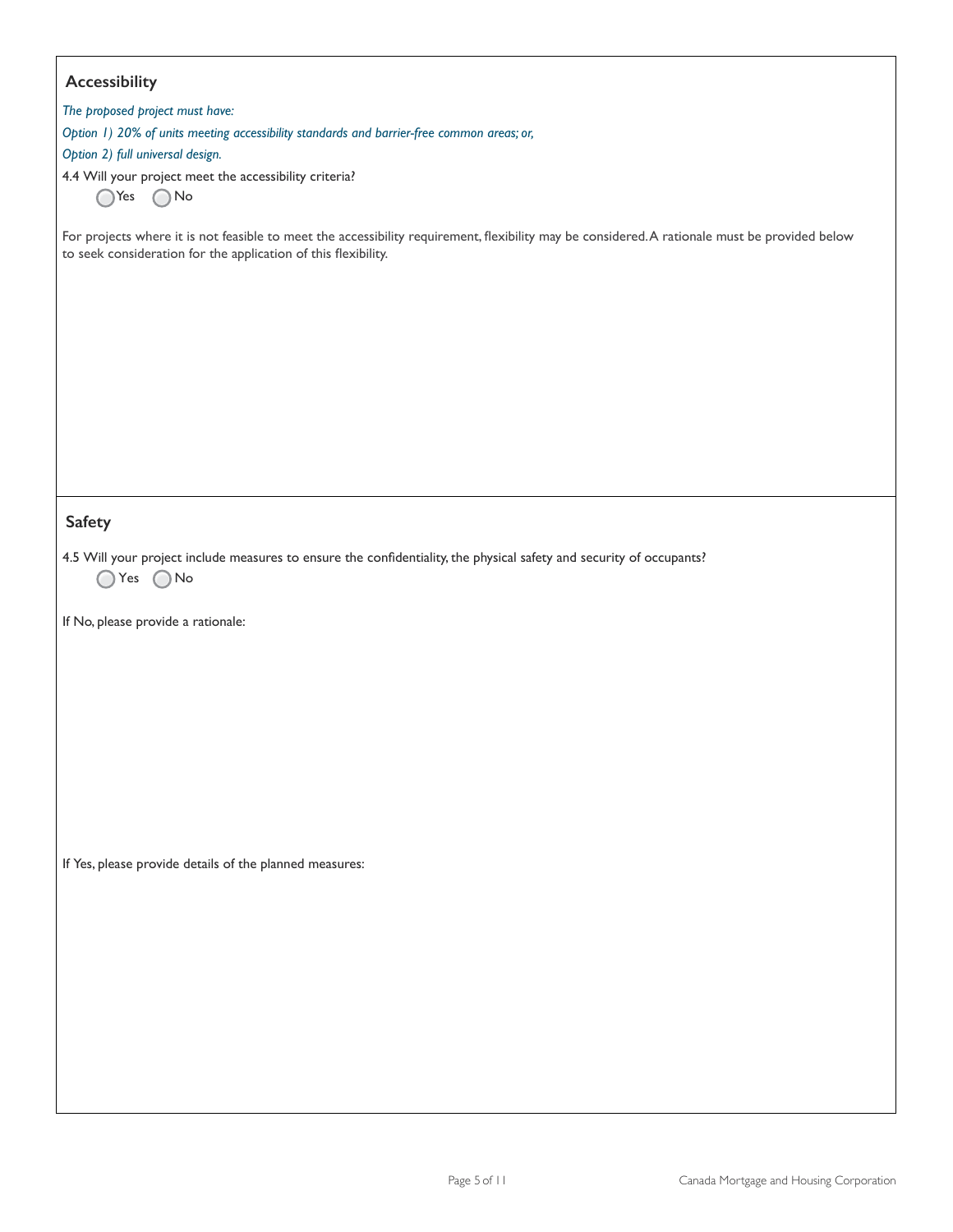## Accessibility

*The proposed project must have:*

*Option 1) 20% of units meeting accessibility standards and barrier-free common areas; or,*

*Option 2) full universal design.*

4.4 Will your project meet the accessibility criteria?

◯ Yes ◯ No

For projects where it is not feasible to meet the accessibility requirement, flexibility may be considered. A rationale must be provided below to seek consideration for the application of this flexibility.

## Safety

4.5 Will your project include measures to ensure the confidentiality, the physical safety and security of occupants?

◯ Yes ◯ No

If No, please provide a rationale:

If Yes, please provide details of the planned measures: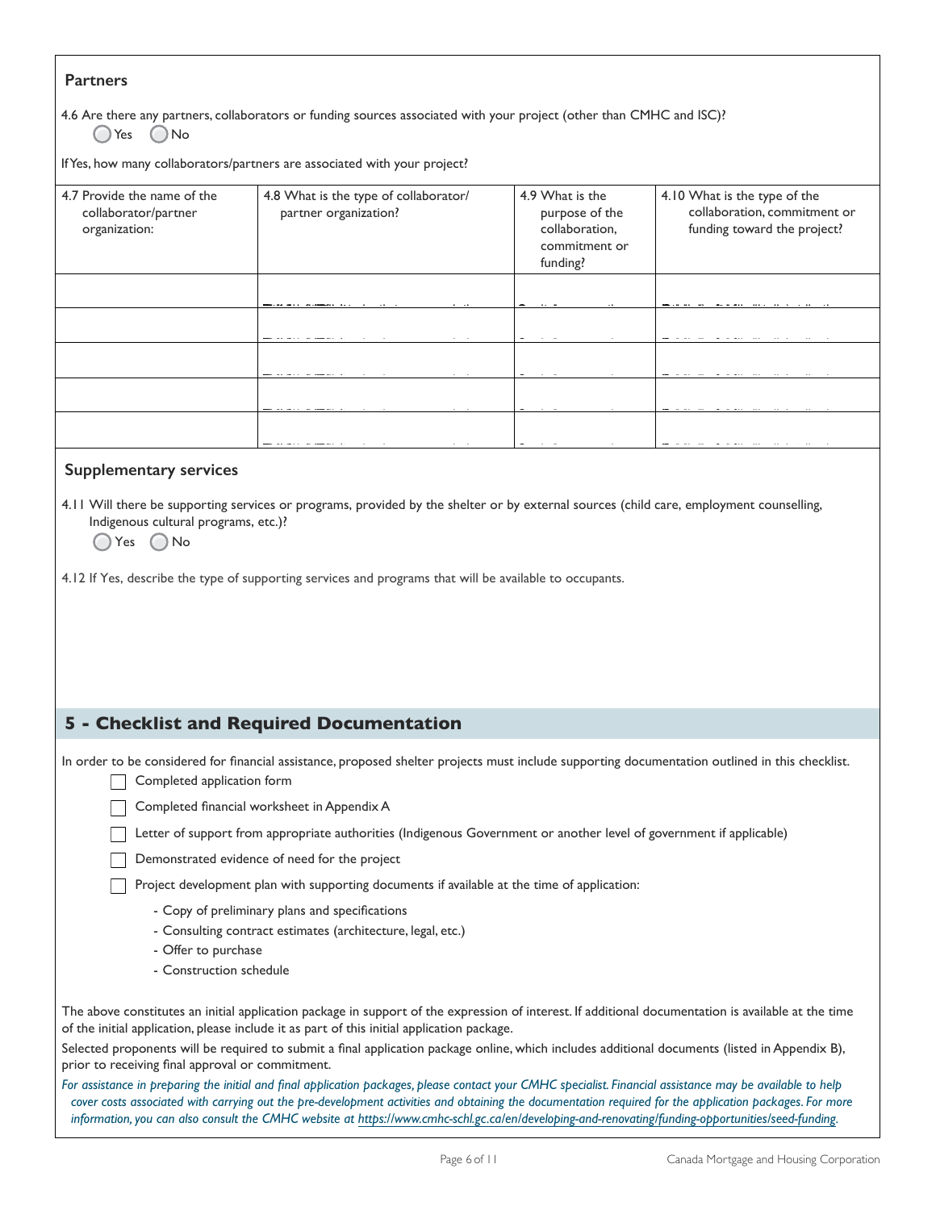## Partners

4.6 Are there any partners, collaborators or funding sources associated with your project (other than CMHC and ISC)?

◯ Yes ◯ No

If Yes, how many collaborators/partners are associated with your project?

| 4.7 Provide the name of the collaborator/partner organization: | 4.8 What is the type of collaborator/ partner organization? | 4.9 What is the purpose of the collaboration, commitment or funding? | 4.10 What is the type of the collaboration, commitment or funding toward the project? |
|---|---|---|---|
| | | | |
| | | | |
| | | | |
| | | | |
| | | | |

## Supplementary services

4.11 Will there be supporting services or programs, provided by the shelter or by external sources (child care, employment counselling, Indigenous cultural programs, etc.)?

◯ Yes ◯ No

4.12 If Yes, describe the type of supporting services and programs that will be available to occupants.

## 5 - Checklist and Required Documentation

In order to be considered for financial assistance, proposed shelter projects must include supporting documentation outlined in this checklist.

- ☐ Completed application form
- ☐ Completed financial worksheet in Appendix A
- ☐ Letter of support from appropriate authorities (Indigenous Government or another level of government if applicable)
- ☐ Demonstrated evidence of need for the project
- ☐ Project development plan with supporting documents if available at the time of application:
  - Copy of preliminary plans and specifications
  - Consulting contract estimates (architecture, legal, etc.)
  - Offer to purchase
  - Construction schedule

The above constitutes an initial application package in support of the expression of interest. If additional documentation is available at the time of the initial application, please include it as part of this initial application package.

Selected proponents will be required to submit a final application package online, which includes additional documents (listed in Appendix B), prior to receiving final approval or commitment.

*For assistance in preparing the initial and final application packages, please contact your CMHC specialist. Financial assistance may be available to help cover costs associated with carrying out the pre-development activities and obtaining the documentation required for the application packages. For more information, you can also consult the CMHC website at https://www.cmhc-schl.gc.ca/en/developing-and-renovating/funding-opportunities/seed-funding.*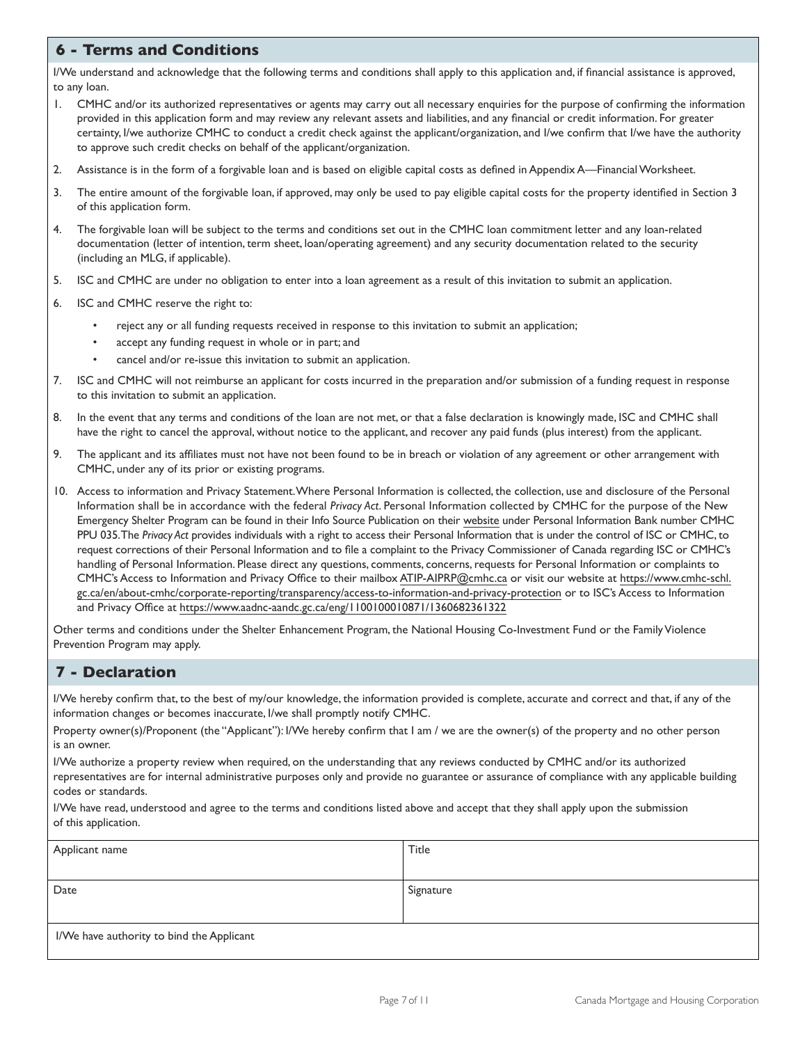## 6 - Terms and Conditions

I/We understand and acknowledge that the following terms and conditions shall apply to this application and, if financial assistance is approved, to any loan.

1. CMHC and/or its authorized representatives or agents may carry out all necessary enquiries for the purpose of confirming the information provided in this application form and may review any relevant assets and liabilities, and any financial or credit information. For greater certainty, I/we authorize CMHC to conduct a credit check against the applicant/organization, and I/we confirm that I/we have the authority to approve such credit checks on behalf of the applicant/organization.
2. Assistance is in the form of a forgivable loan and is based on eligible capital costs as defined in Appendix A—Financial Worksheet.
3. The entire amount of the forgivable loan, if approved, may only be used to pay eligible capital costs for the property identified in Section 3 of this application form.
4. The forgivable loan will be subject to the terms and conditions set out in the CMHC loan commitment letter and any loan-related documentation (letter of intention, term sheet, loan/operating agreement) and any security documentation related to the security (including an MLG, if applicable).
5. ISC and CMHC are under no obligation to enter into a loan agreement as a result of this invitation to submit an application.
6. ISC and CMHC reserve the right to:
   - reject any or all funding requests received in response to this invitation to submit an application;
   - accept any funding request in whole or in part; and
   - cancel and/or re-issue this invitation to submit an application.
7. ISC and CMHC will not reimburse an applicant for costs incurred in the preparation and/or submission of a funding request in response to this invitation to submit an application.
8. In the event that any terms and conditions of the loan are not met, or that a false declaration is knowingly made, ISC and CMHC shall have the right to cancel the approval, without notice to the applicant, and recover any paid funds (plus interest) from the applicant.
9. The applicant and its affiliates must not have not been found to be in breach or violation of any agreement or other arrangement with CMHC, under any of its prior or existing programs.
10. Access to information and Privacy Statement. Where Personal Information is collected, the collection, use and disclosure of the Personal Information shall be in accordance with the federal *Privacy Act*. Personal Information collected by CMHC for the purpose of the New Emergency Shelter Program can be found in their Info Source Publication on their website under Personal Information Bank number CMHC PPU 035. The *Privacy Act* provides individuals with a right to access their Personal Information that is under the control of ISC or CMHC, to request corrections of their Personal Information and to file a complaint to the Privacy Commissioner of Canada regarding ISC or CMHC's handling of Personal Information. Please direct any questions, comments, concerns, requests for Personal Information or complaints to CMHC's Access to Information and Privacy Office to their mailbox ATIP-AIPRP@cmhc.ca or visit our website at https://www.cmhc-schl.gc.ca/en/about-cmhc/corporate-reporting/transparency/access-to-information-and-privacy-protection or to ISC's Access to Information and Privacy Office at https://www.aadnc-aandc.gc.ca/eng/1100100010871/1360682361322

Other terms and conditions under the Shelter Enhancement Program, the National Housing Co-Investment Fund or the Family Violence Prevention Program may apply.

## 7 - Declaration

I/We hereby confirm that, to the best of my/our knowledge, the information provided is complete, accurate and correct and that, if any of the information changes or becomes inaccurate, I/we shall promptly notify CMHC.

Property owner(s)/Proponent (the "Applicant"): I/We hereby confirm that I am / we are the owner(s) of the property and no other person is an owner.

I/We authorize a property review when required, on the understanding that any reviews conducted by CMHC and/or its authorized representatives are for internal administrative purposes only and provide no guarantee or assurance of compliance with any applicable building codes or standards.

I/We have read, understood and agree to the terms and conditions listed above and accept that they shall apply upon the submission of this application.

| | |
|---|---|
| Applicant name | Title |
| Date | Signature |
| I/We have authority to bind the Applicant | |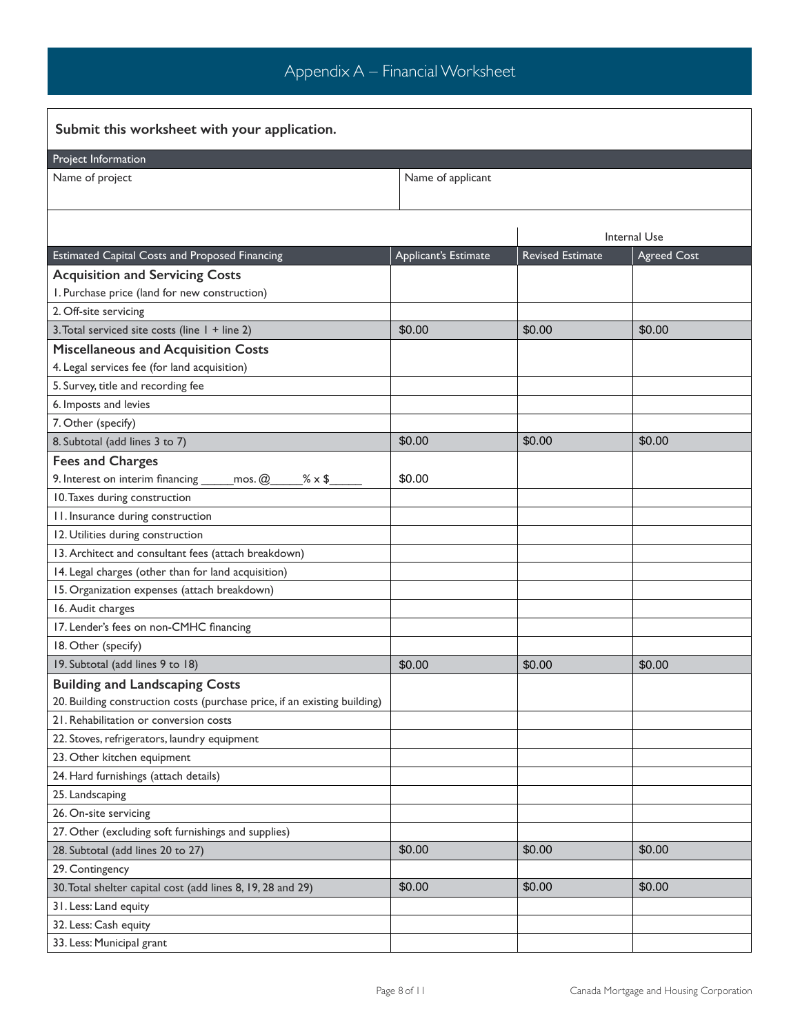# Appendix A – Financial Worksheet

**Submit this worksheet with your application.**

| Project Information | |
|---|---|
| Name of project | Name of applicant |

| | | Internal Use | |
|---|---|---|---|
| Estimated Capital Costs and Proposed Financing | Applicant's Estimate | Revised Estimate | Agreed Cost |
| **Acquisition and Servicing Costs** | | | |
| 1. Purchase price (land for new construction) | | | |
| 2. Off-site servicing | | | |
| 3. Total serviced site costs (line 1 + line 2) | $0.00 | $0.00 | $0.00 |
| **Miscellaneous and Acquisition Costs** | | | |
| 4. Legal services fee (for land acquisition) | | | |
| 5. Survey, title and recording fee | | | |
| 6. Imposts and levies | | | |
| 7. Other (specify) | | | |
| 8. Subtotal (add lines 3 to 7) | $0.00 | $0.00 | $0.00 |
| **Fees and Charges** | | | |
| 9. Interest on interim financing _____mos. @_____% x $_____ | $0.00 | | |
| 10. Taxes during construction | | | |
| 11. Insurance during construction | | | |
| 12. Utilities during construction | | | |
| 13. Architect and consultant fees (attach breakdown) | | | |
| 14. Legal charges (other than for land acquisition) | | | |
| 15. Organization expenses (attach breakdown) | | | |
| 16. Audit charges | | | |
| 17. Lender's fees on non-CMHC financing | | | |
| 18. Other (specify) | | | |
| 19. Subtotal (add lines 9 to 18) | $0.00 | $0.00 | $0.00 |
| **Building and Landscaping Costs** | | | |
| 20. Building construction costs (purchase price, if an existing building) | | | |
| 21. Rehabilitation or conversion costs | | | |
| 22. Stoves, refrigerators, laundry equipment | | | |
| 23. Other kitchen equipment | | | |
| 24. Hard furnishings (attach details) | | | |
| 25. Landscaping | | | |
| 26. On-site servicing | | | |
| 27. Other (excluding soft furnishings and supplies) | | | |
| 28. Subtotal (add lines 20 to 27) | $0.00 | $0.00 | $0.00 |
| 29. Contingency | | | |
| 30. Total shelter capital cost (add lines 8, 19, 28 and 29) | $0.00 | $0.00 | $0.00 |
| 31. Less: Land equity | | | |
| 32. Less: Cash equity | | | |
| 33. Less: Municipal grant | | | |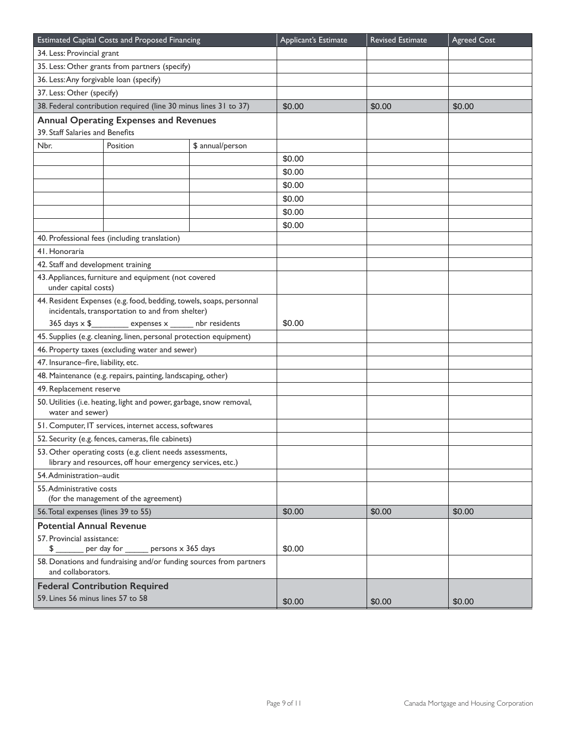| Estimated Capital Costs and Proposed Financing | | | Applicant's Estimate | Revised Estimate | Agreed Cost |
|---|---|---|---|---|---|
| 34. Less: Provincial grant | | | | | |
| 35. Less: Other grants from partners (specify) | | | | | |
| 36. Less: Any forgivable loan (specify) | | | | | |
| 37. Less: Other (specify) | | | | | |
| 38. Federal contribution required (line 30 minus lines 31 to 37) | | | $0.00 | $0.00 | $0.00 |
| **Annual Operating Expenses and Revenues**<br>39. Staff Salaries and Benefits | | | | | |
| Nbr. | Position | $ annual/person | | | |
| | | | $0.00 | | |
| | | | $0.00 | | |
| | | | $0.00 | | |
| | | | $0.00 | | |
| | | | $0.00 | | |
| | | | $0.00 | | |
| 40. Professional fees (including translation) | | | | | |
| 41. Honoraria | | | | | |
| 42. Staff and development training | | | | | |
| 43. Appliances, furniture and equipment (not covered under capital costs) | | | | | |
| 44. Resident Expenses (e.g. food, bedding, towels, soaps, personnal incidentals, transportation to and from shelter)<br>365 days x $________ expenses x _____ nbr residents | | | $0.00 | | |
| 45. Supplies (e.g. cleaning, linen, personal protection equipment) | | | | | |
| 46. Property taxes (excluding water and sewer) | | | | | |
| 47. Insurance–fire, liability, etc. | | | | | |
| 48. Maintenance (e.g. repairs, painting, landscaping, other) | | | | | |
| 49. Replacement reserve | | | | | |
| 50. Utilities (i.e. heating, light and power, garbage, snow removal, water and sewer) | | | | | |
| 51. Computer, IT services, internet access, softwares | | | | | |
| 52. Security (e.g. fences, cameras, file cabinets) | | | | | |
| 53. Other operating costs (e.g. client needs assessments, library and resources, off hour emergency services, etc.) | | | | | |
| 54. Administration–audit | | | | | |
| 55. Administrative costs (for the management of the agreement) | | | | | |
| 56. Total expenses (lines 39 to 55) | | | $0.00 | $0.00 | $0.00 |
| **Potential Annual Revenue**<br>57. Provincial assistance:<br>$ ______ per day for _____ persons x 365 days | | | $0.00 | | |
| 58. Donations and fundraising and/or funding sources from partners and collaborators. | | | | | |
| **Federal Contribution Required**<br>59. Lines 56 minus lines 57 to 58 | | | $0.00 | $0.00 | $0.00 |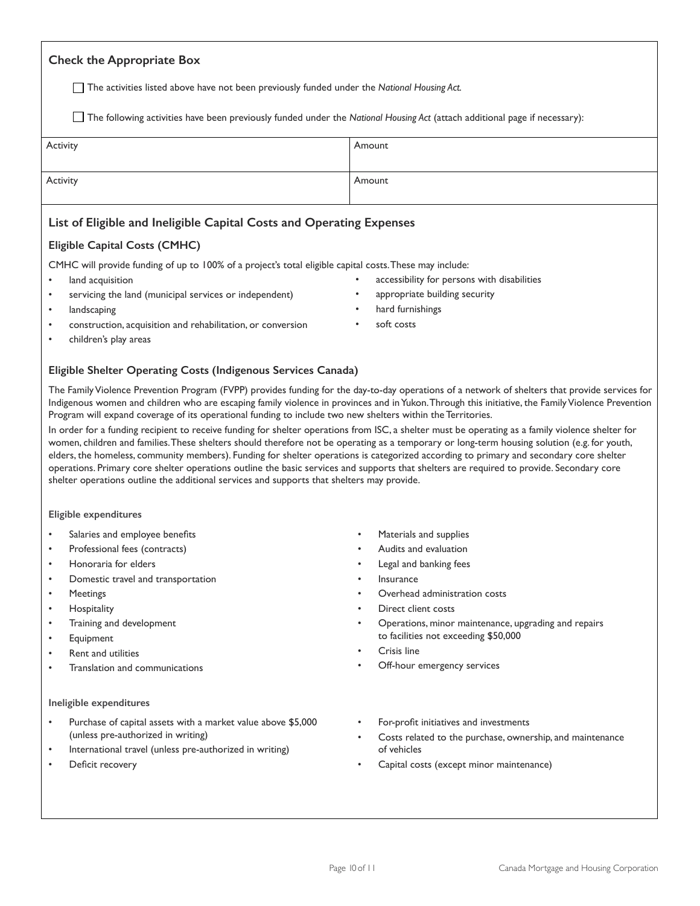## Check the Appropriate Box

☐ The activities listed above have not been previously funded under the *National Housing Act.*

☐ The following activities have been previously funded under the *National Housing Act* (attach additional page if necessary):

| | |
|---|---|
| Activity | Amount |
| Activity | Amount |

## List of Eligible and Ineligible Capital Costs and Operating Expenses

### Eligible Capital Costs (CMHC)

CMHC will provide funding of up to 100% of a project's total eligible capital costs. These may include:

- land acquisition
- servicing the land (municipal services or independent)
- landscaping
- construction, acquisition and rehabilitation, or conversion
- children's play areas
- accessibility for persons with disabilities
- appropriate building security
- hard furnishings
- soft costs

### Eligible Shelter Operating Costs (Indigenous Services Canada)

The Family Violence Prevention Program (FVPP) provides funding for the day-to-day operations of a network of shelters that provide services for Indigenous women and children who are escaping family violence in provinces and in Yukon. Through this initiative, the Family Violence Prevention Program will expand coverage of its operational funding to include two new shelters within the Territories.

In order for a funding recipient to receive funding for shelter operations from ISC, a shelter must be operating as a family violence shelter for women, children and families. These shelters should therefore not be operating as a temporary or long-term housing solution (e.g. for youth, elders, the homeless, community members). Funding for shelter operations is categorized according to primary and secondary core shelter operations. Primary core shelter operations outline the basic services and supports that shelters are required to provide. Secondary core shelter operations outline the additional services and supports that shelters may provide.

**Eligible expenditures**

- Salaries and employee benefits
- Professional fees (contracts)
- Honoraria for elders
- Domestic travel and transportation
- Meetings
- Hospitality
- Training and development
- Equipment
- Rent and utilities
- Translation and communications
- Materials and supplies
- Audits and evaluation
- Legal and banking fees
- Insurance
- Overhead administration costs
- Direct client costs
- Operations, minor maintenance, upgrading and repairs to facilities not exceeding $50,000
- Crisis line
- Off-hour emergency services

**Ineligible expenditures**

- Purchase of capital assets with a market value above $5,000 (unless pre-authorized in writing)
- International travel (unless pre-authorized in writing)
- Deficit recovery
- For-profit initiatives and investments
- Costs related to the purchase, ownership, and maintenance of vehicles
- Capital costs (except minor maintenance)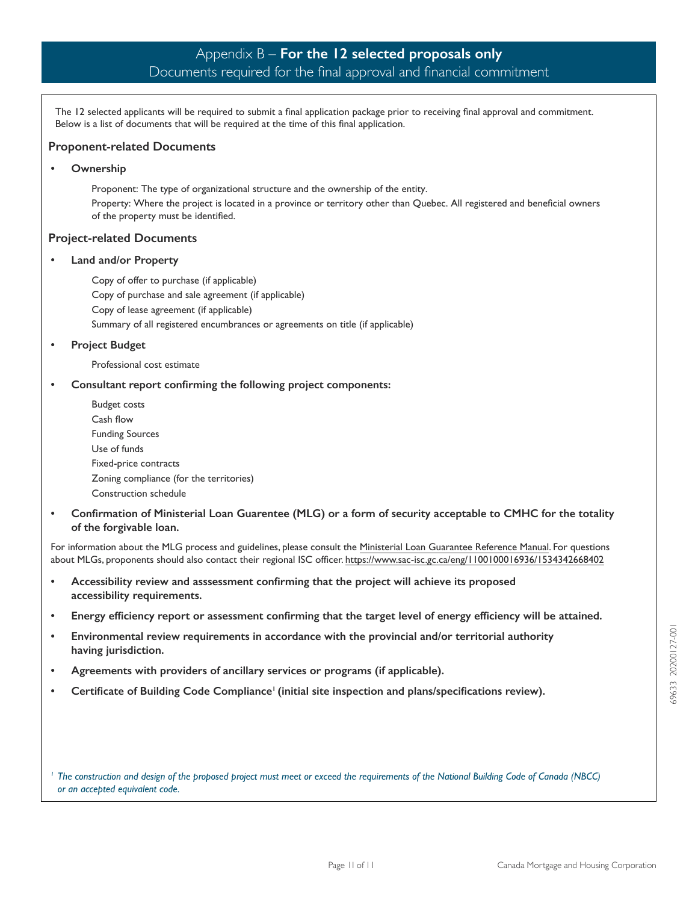# Appendix B – **For the 12 selected proposals only**

## Documents required for the final approval and financial commitment

The 12 selected applicants will be required to submit a final application package prior to receiving final approval and commitment. Below is a list of documents that will be required at the time of this final application.

### Proponent-related Documents

- **Ownership**

  Proponent: The type of organizational structure and the ownership of the entity.

  Property: Where the project is located in a province or territory other than Quebec. All registered and beneficial owners of the property must be identified.

### Project-related Documents

- **Land and/or Property**

  Copy of offer to purchase (if applicable)

  Copy of purchase and sale agreement (if applicable)

  Copy of lease agreement (if applicable)

  Summary of all registered encumbrances or agreements on title (if applicable)

- **Project Budget**

  Professional cost estimate

- **Consultant report confirming the following project components:**

  Budget costs

  Cash flow

  Funding Sources

  Use of funds

  Fixed-price contracts

  Zoning compliance (for the territories)

  Construction schedule

- **Confirmation of Ministerial Loan Guarentee (MLG) or a form of security acceptable to CMHC for the totality of the forgivable loan.**

For information about the MLG process and guidelines, please consult the Ministerial Loan Guarantee Reference Manual. For questions about MLGs, proponents should also contact their regional ISC officer. https://www.sac-isc.gc.ca/eng/1100100016936/1534342668402

- **Accessibility review and asssessment confirming that the project will achieve its proposed accessibility requirements.**
- **Energy efficiency report or assessment confirming that the target level of energy efficiency will be attained.**
- **Environmental review requirements in accordance with the provincial and/or territorial authority having jurisdiction.**
- **Agreements with providers of ancillary services or programs (if applicable).**
- **Certificate of Building Code Compliance[1] (initial site inspection and plans/specifications review).**

*[1] The construction and design of the proposed project must meet or exceed the requirements of the National Building Code of Canada (NBCC) or an accepted equivalent code.*

69633 20200127-001